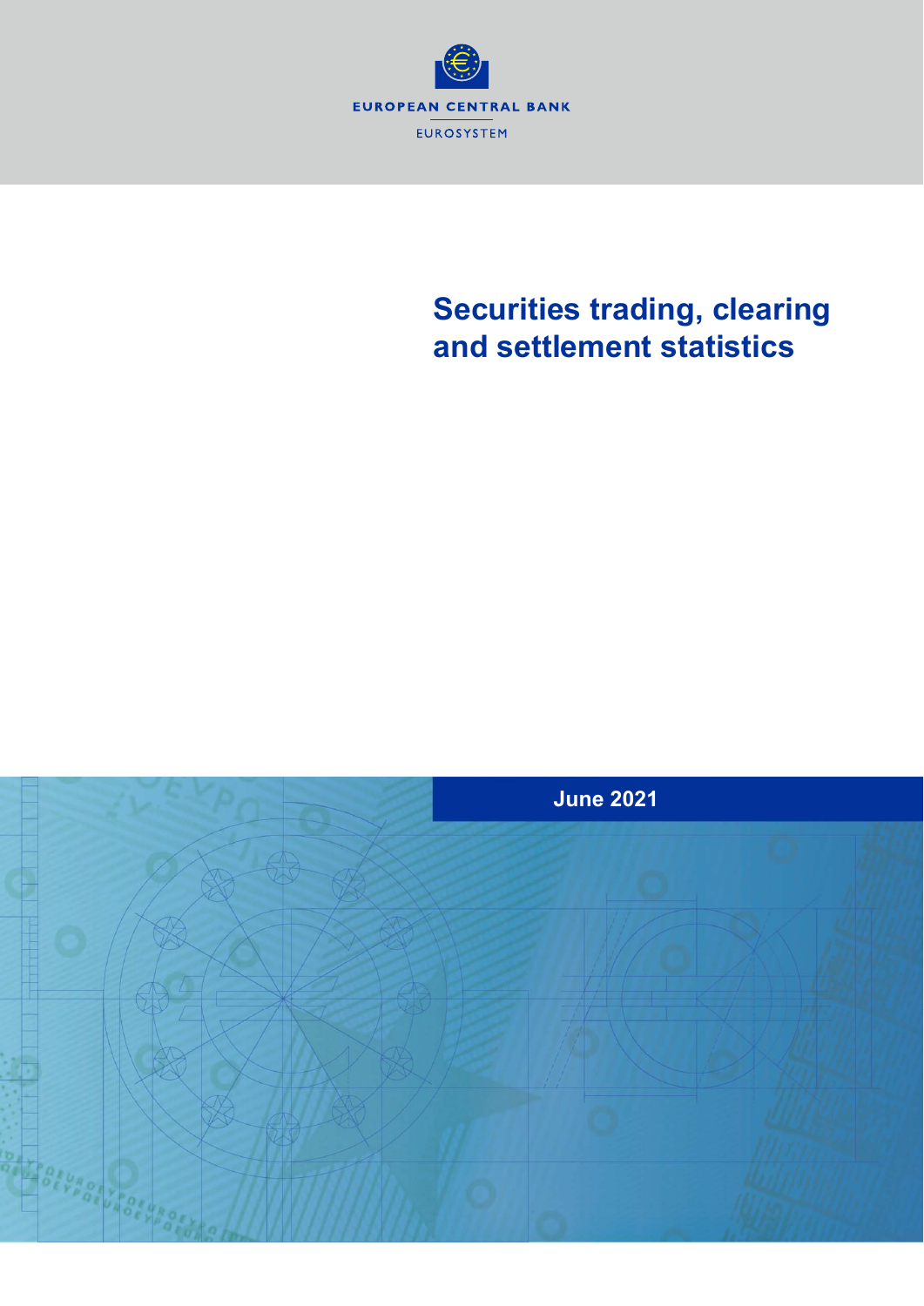EUROPEAN CENTRAL BANK

EUROSYSTEM

# Securities trading, clearing and settlement statistics

June 2021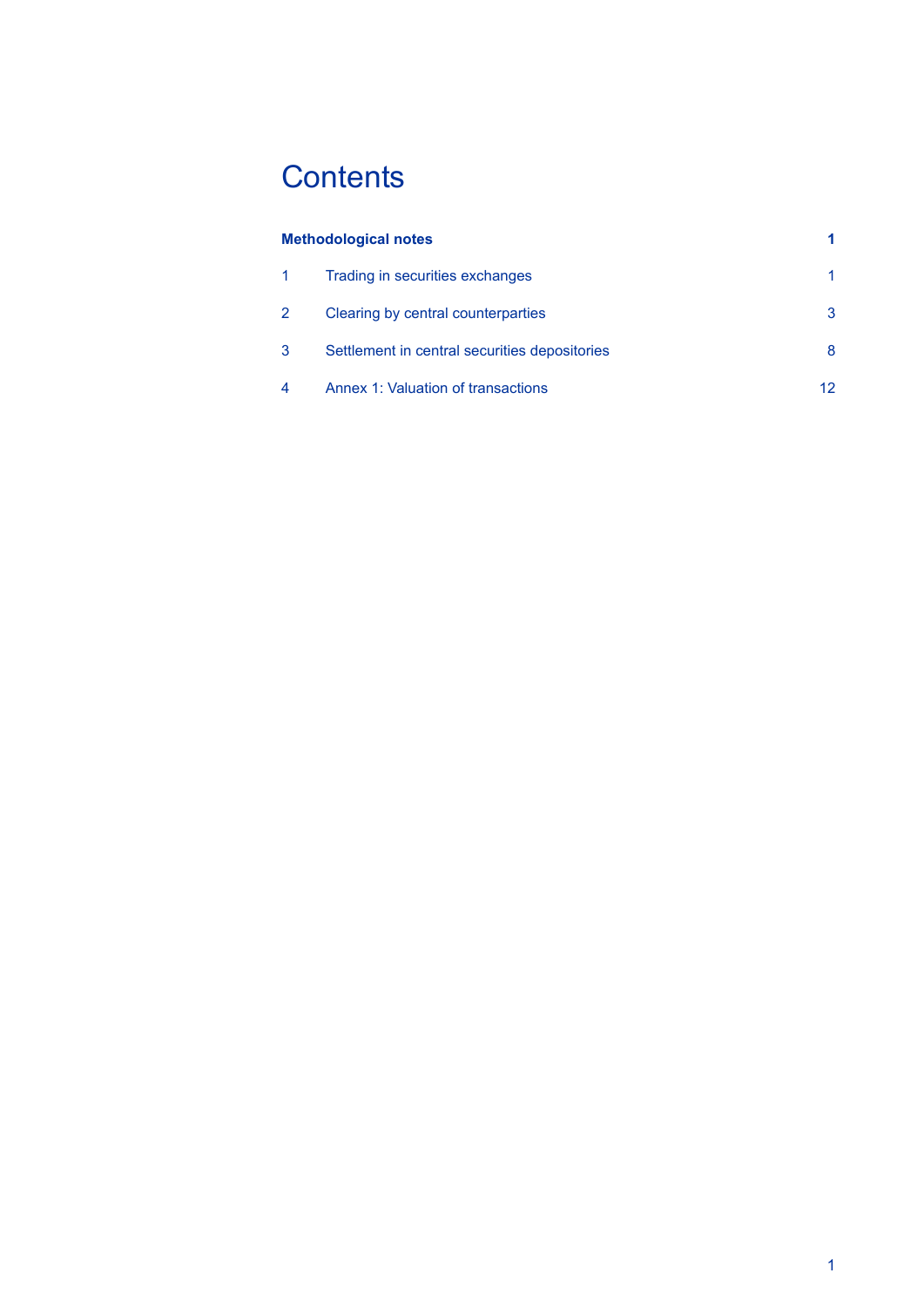# Contents

| | | |
|---|---|---|
| **Methodological notes** | | **1** |
| 1 | Trading in securities exchanges | 1 |
| 2 | Clearing by central counterparties | 3 |
| 3 | Settlement in central securities depositories | 8 |
| 4 | Annex 1: Valuation of transactions | 12 |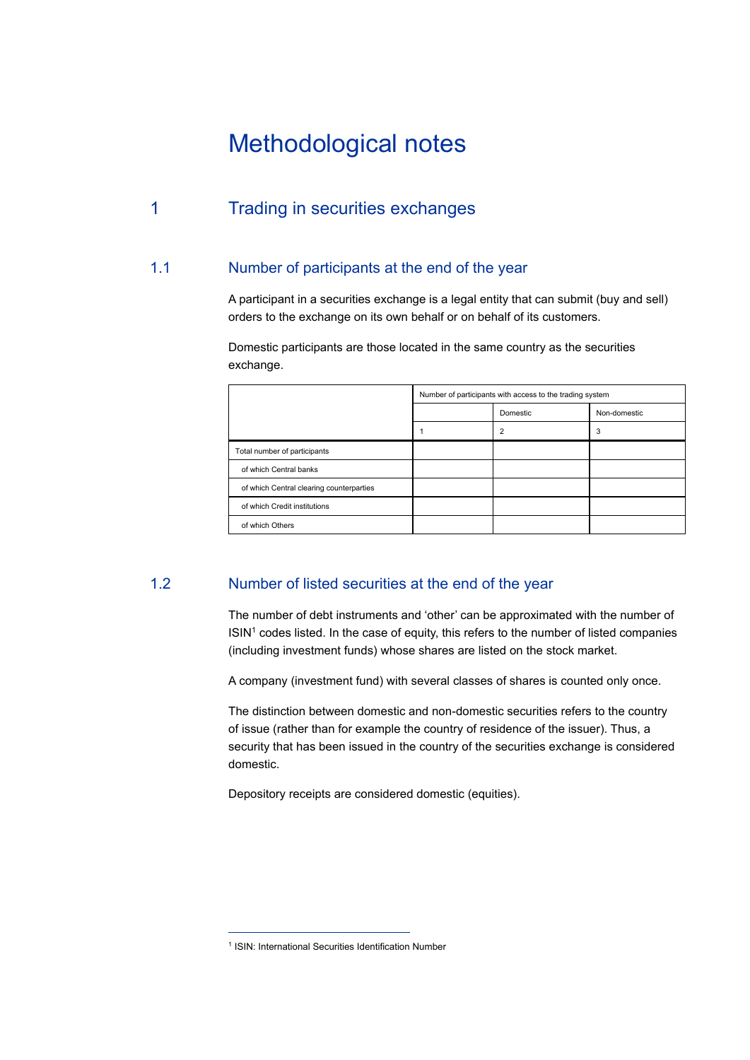# Methodological notes

## 1 Trading in securities exchanges

### 1.1 Number of participants at the end of the year

A participant in a securities exchange is a legal entity that can submit (buy and sell) orders to the exchange on its own behalf or on behalf of its customers.

Domestic participants are those located in the same country as the securities exchange.

| | Number of participants with access to the trading system | | |
|---|---|---|---|
| | | Domestic | Non-domestic |
| | 1 | 2 | 3 |
| Total number of participants | | | |
| of which Central banks | | | |
| of which Central clearing counterparties | | | |
| of which Credit institutions | | | |
| of which Others | | | |

### 1.2 Number of listed securities at the end of the year

The number of debt instruments and ‘other’ can be approximated with the number of ISIN[1] codes listed. In the case of equity, this refers to the number of listed companies (including investment funds) whose shares are listed on the stock market.

A company (investment fund) with several classes of shares is counted only once.

The distinction between domestic and non-domestic securities refers to the country of issue (rather than for example the country of residence of the issuer). Thus, a security that has been issued in the country of the securities exchange is considered domestic.

Depository receipts are considered domestic (equities).

[1] ISIN: International Securities Identification Number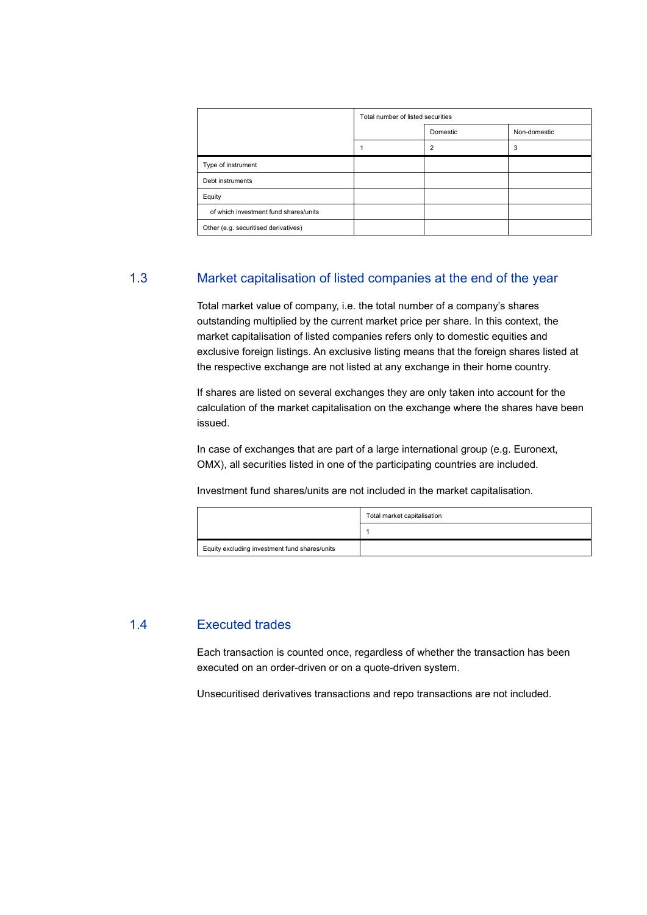| | Total number of listed securities | | |
|---|---|---|---|
| | | Domestic | Non-domestic |
| | 1 | 2 | 3 |
| Type of instrument | | | |
| Debt instruments | | | |
| Equity | | | |
| of which investment fund shares/units | | | |
| Other (e.g. securitised derivatives) | | | |

## 1.3 Market capitalisation of listed companies at the end of the year

Total market value of company, i.e. the total number of a company's shares outstanding multiplied by the current market price per share. In this context, the market capitalisation of listed companies refers only to domestic equities and exclusive foreign listings. An exclusive listing means that the foreign shares listed at the respective exchange are not listed at any exchange in their home country.

If shares are listed on several exchanges they are only taken into account for the calculation of the market capitalisation on the exchange where the shares have been issued.

In case of exchanges that are part of a large international group (e.g. Euronext, OMX), all securities listed in one of the participating countries are included.

Investment fund shares/units are not included in the market capitalisation.

| | Total market capitalisation |
|---|---|
| | 1 |
| Equity excluding investment fund shares/units | |

## 1.4 Executed trades

Each transaction is counted once, regardless of whether the transaction has been executed on an order-driven or on a quote-driven system.

Unsecuritised derivatives transactions and repo transactions are not included.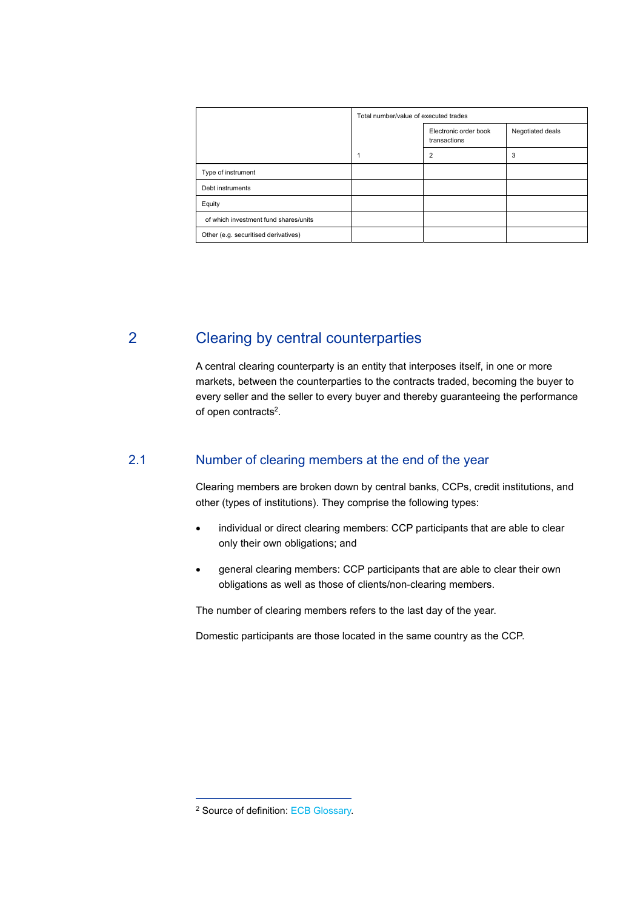| | Total number/value of executed trades | | |
|---|---|---|---|
| | | Electronic order book transactions | Negotiated deals |
| | 1 | 2 | 3 |
| Type of instrument | | | |
| Debt instruments | | | |
| Equity | | | |
| of which investment fund shares/units | | | |
| Other (e.g. securitised derivatives) | | | |

## 2 Clearing by central counterparties

A central clearing counterparty is an entity that interposes itself, in one or more markets, between the counterparties to the contracts traded, becoming the buyer to every seller and the seller to every buyer and thereby guaranteeing the performance of open contracts[2].

### 2.1 Number of clearing members at the end of the year

Clearing members are broken down by central banks, CCPs, credit institutions, and other (types of institutions). They comprise the following types:

- individual or direct clearing members: CCP participants that are able to clear only their own obligations; and
- general clearing members: CCP participants that are able to clear their own obligations as well as those of clients/non-clearing members.

The number of clearing members refers to the last day of the year.

Domestic participants are those located in the same country as the CCP.

[2] Source of definition: ECB Glossary.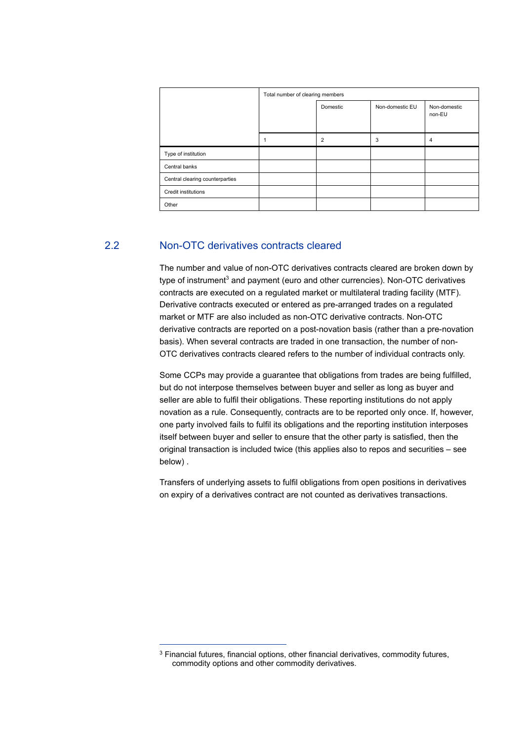| | Total number of clearing members | | | |
|---|---|---|---|---|
| | | Domestic | Non-domestic EU | Non-domestic non-EU |
| | 1 | 2 | 3 | 4 |
| Type of institution | | | | |
| Central banks | | | | |
| Central clearing counterparties | | | | |
| Credit institutions | | | | |
| Other | | | | |

## 2.2 Non-OTC derivatives contracts cleared

The number and value of non-OTC derivatives contracts cleared are broken down by type of instrument[3] and payment (euro and other currencies). Non-OTC derivatives contracts are executed on a regulated market or multilateral trading facility (MTF). Derivative contracts executed or entered as pre-arranged trades on a regulated market or MTF are also included as non-OTC derivative contracts. Non-OTC derivative contracts are reported on a post-novation basis (rather than a pre-novation basis). When several contracts are traded in one transaction, the number of non-OTC derivatives contracts cleared refers to the number of individual contracts only.

Some CCPs may provide a guarantee that obligations from trades are being fulfilled, but do not interpose themselves between buyer and seller as long as buyer and seller are able to fulfil their obligations. These reporting institutions do not apply novation as a rule. Consequently, contracts are to be reported only once. If, however, one party involved fails to fulfil its obligations and the reporting institution interposes itself between buyer and seller to ensure that the other party is satisfied, then the original transaction is included twice (this applies also to repos and securities – see below) .

Transfers of underlying assets to fulfil obligations from open positions in derivatives on expiry of a derivatives contract are not counted as derivatives transactions.

[3] Financial futures, financial options, other financial derivatives, commodity futures, commodity options and other commodity derivatives.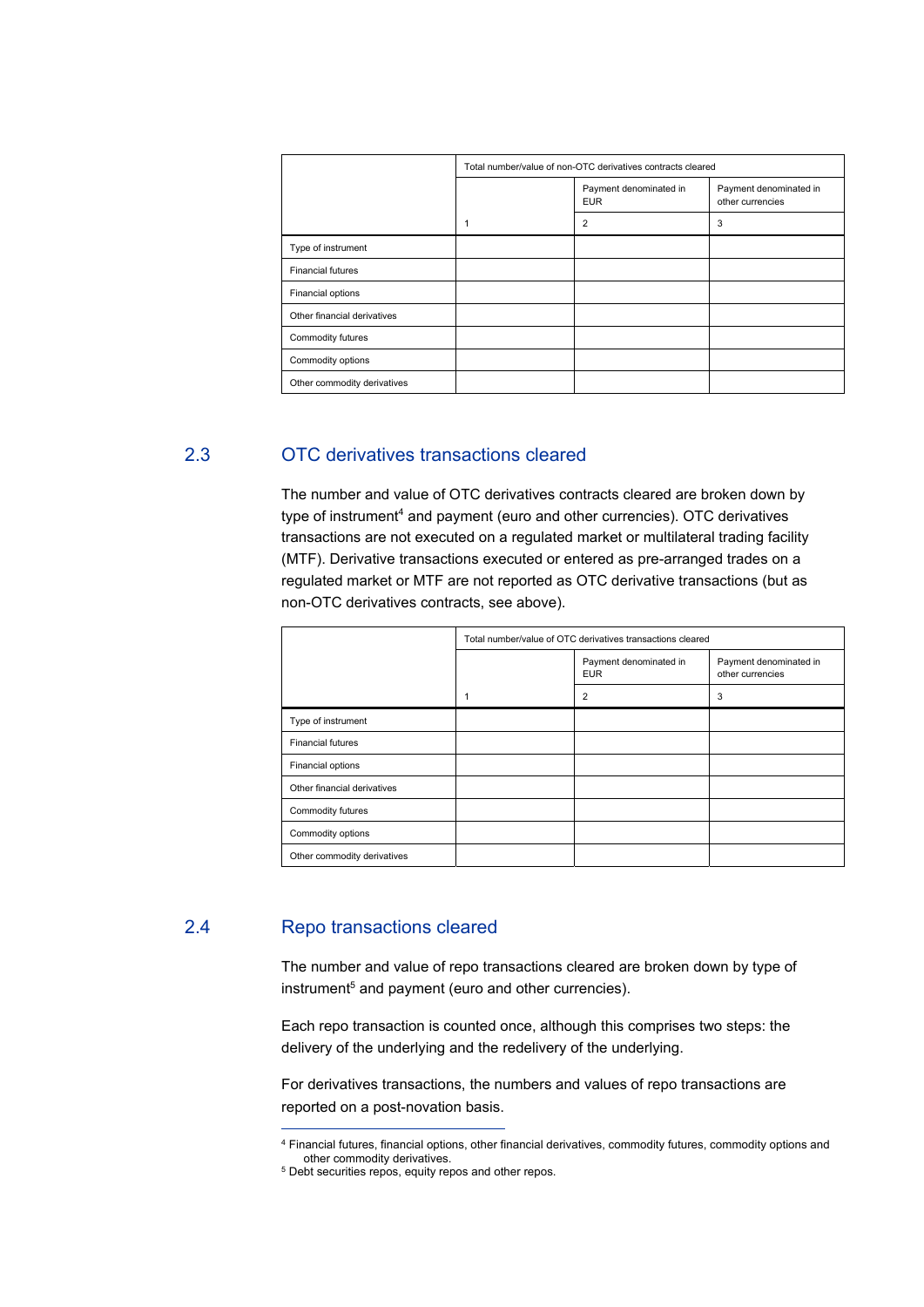| | Total number/value of non-OTC derivatives contracts cleared | | |
|---|---|---|---|
| | | Payment denominated in EUR | Payment denominated in other currencies |
| | 1 | 2 | 3 |
| Type of instrument | | | |
| Financial futures | | | |
| Financial options | | | |
| Other financial derivatives | | | |
| Commodity futures | | | |
| Commodity options | | | |
| Other commodity derivatives | | | |

## 2.3 OTC derivatives transactions cleared

The number and value of OTC derivatives contracts cleared are broken down by type of instrument[4] and payment (euro and other currencies). OTC derivatives transactions are not executed on a regulated market or multilateral trading facility (MTF). Derivative transactions executed or entered as pre-arranged trades on a regulated market or MTF are not reported as OTC derivative transactions (but as non-OTC derivatives contracts, see above).

| | Total number/value of OTC derivatives transactions cleared | | |
|---|---|---|---|
| | | Payment denominated in EUR | Payment denominated in other currencies |
| | 1 | 2 | 3 |
| Type of instrument | | | |
| Financial futures | | | |
| Financial options | | | |
| Other financial derivatives | | | |
| Commodity futures | | | |
| Commodity options | | | |
| Other commodity derivatives | | | |

## 2.4 Repo transactions cleared

The number and value of repo transactions cleared are broken down by type of instrument[5] and payment (euro and other currencies).

Each repo transaction is counted once, although this comprises two steps: the delivery of the underlying and the redelivery of the underlying.

For derivatives transactions, the numbers and values of repo transactions are reported on a post-novation basis.

[4] Financial futures, financial options, other financial derivatives, commodity futures, commodity options and other commodity derivatives.

[5] Debt securities repos, equity repos and other repos.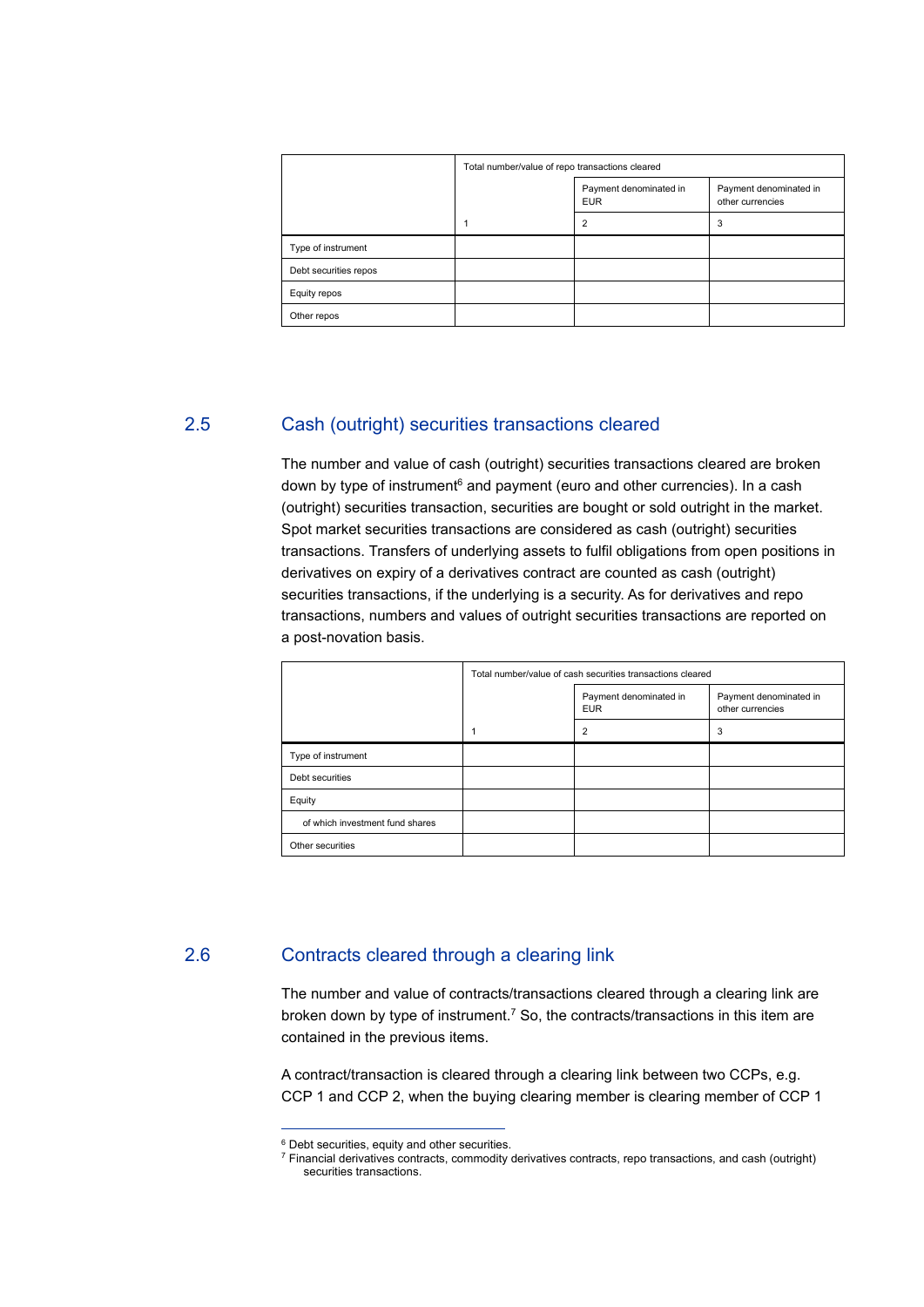| | Total number/value of repo transactions cleared | | |
|---|---|---|---|
| | | Payment denominated in EUR | Payment denominated in other currencies |
| | 1 | 2 | 3 |
| Type of instrument | | | |
| Debt securities repos | | | |
| Equity repos | | | |
| Other repos | | | |

## 2.5 Cash (outright) securities transactions cleared

The number and value of cash (outright) securities transactions cleared are broken down by type of instrument[6] and payment (euro and other currencies). In a cash (outright) securities transaction, securities are bought or sold outright in the market. Spot market securities transactions are considered as cash (outright) securities transactions. Transfers of underlying assets to fulfil obligations from open positions in derivatives on expiry of a derivatives contract are counted as cash (outright) securities transactions, if the underlying is a security. As for derivatives and repo transactions, numbers and values of outright securities transactions are reported on a post-novation basis.

| | Total number/value of cash securities transactions cleared | | |
|---|---|---|---|
| | | Payment denominated in EUR | Payment denominated in other currencies |
| | 1 | 2 | 3 |
| Type of instrument | | | |
| Debt securities | | | |
| Equity | | | |
| of which investment fund shares | | | |
| Other securities | | | |

## 2.6 Contracts cleared through a clearing link

The number and value of contracts/transactions cleared through a clearing link are broken down by type of instrument.[7] So, the contracts/transactions in this item are contained in the previous items.

A contract/transaction is cleared through a clearing link between two CCPs, e.g. CCP 1 and CCP 2, when the buying clearing member is clearing member of CCP 1

[6] Debt securities, equity and other securities.

[7] Financial derivatives contracts, commodity derivatives contracts, repo transactions, and cash (outright) securities transactions.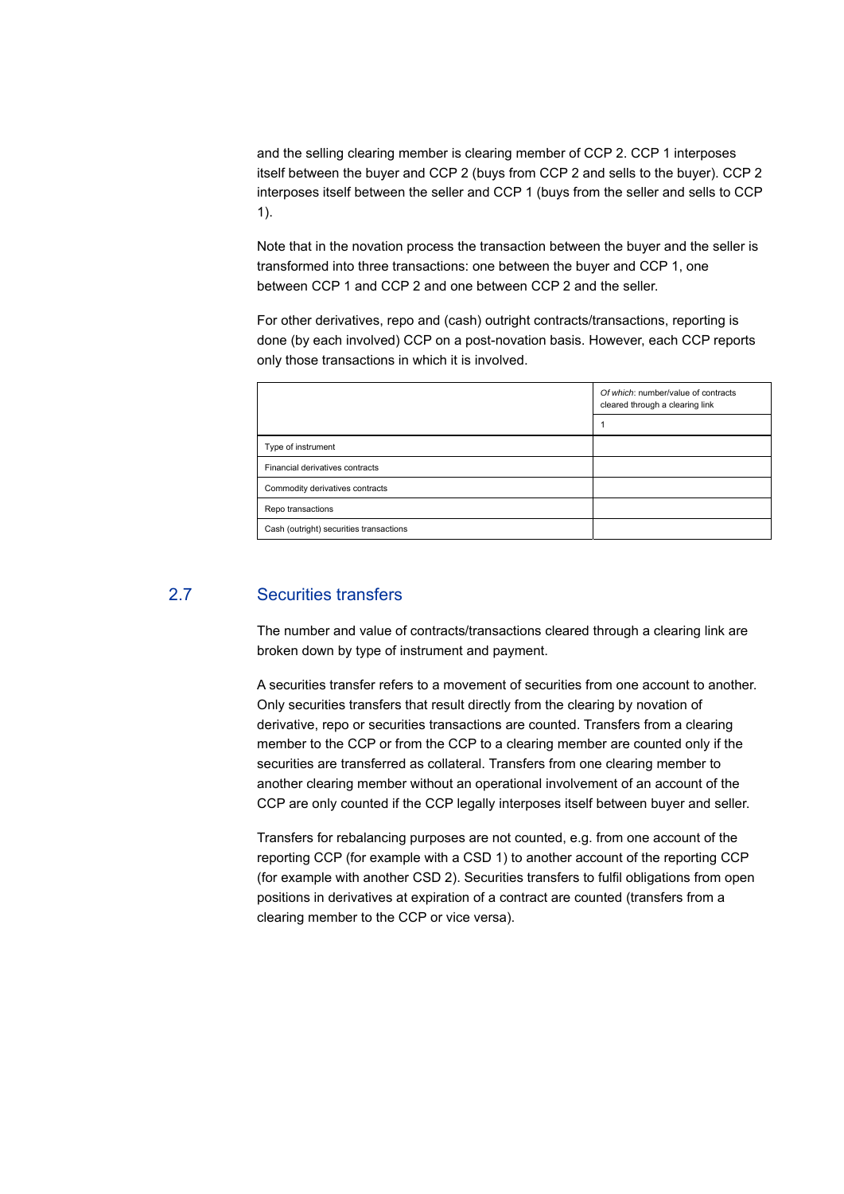and the selling clearing member is clearing member of CCP 2. CCP 1 interposes itself between the buyer and CCP 2 (buys from CCP 2 and sells to the buyer). CCP 2 interposes itself between the seller and CCP 1 (buys from the seller and sells to CCP 1).

Note that in the novation process the transaction between the buyer and the seller is transformed into three transactions: one between the buyer and CCP 1, one between CCP 1 and CCP 2 and one between CCP 2 and the seller.

For other derivatives, repo and (cash) outright contracts/transactions, reporting is done (by each involved) CCP on a post-novation basis. However, each CCP reports only those transactions in which it is involved.

| | *Of which:* number/value of contracts cleared through a clearing link |
|---|---|
| | 1 |
| Type of instrument | |
| Financial derivatives contracts | |
| Commodity derivatives contracts | |
| Repo transactions | |
| Cash (outright) securities transactions | |

## 2.7 Securities transfers

The number and value of contracts/transactions cleared through a clearing link are broken down by type of instrument and payment.

A securities transfer refers to a movement of securities from one account to another. Only securities transfers that result directly from the clearing by novation of derivative, repo or securities transactions are counted. Transfers from a clearing member to the CCP or from the CCP to a clearing member are counted only if the securities are transferred as collateral. Transfers from one clearing member to another clearing member without an operational involvement of an account of the CCP are only counted if the CCP legally interposes itself between buyer and seller.

Transfers for rebalancing purposes are not counted, e.g. from one account of the reporting CCP (for example with a CSD 1) to another account of the reporting CCP (for example with another CSD 2). Securities transfers to fulfil obligations from open positions in derivatives at expiration of a contract are counted (transfers from a clearing member to the CCP or vice versa).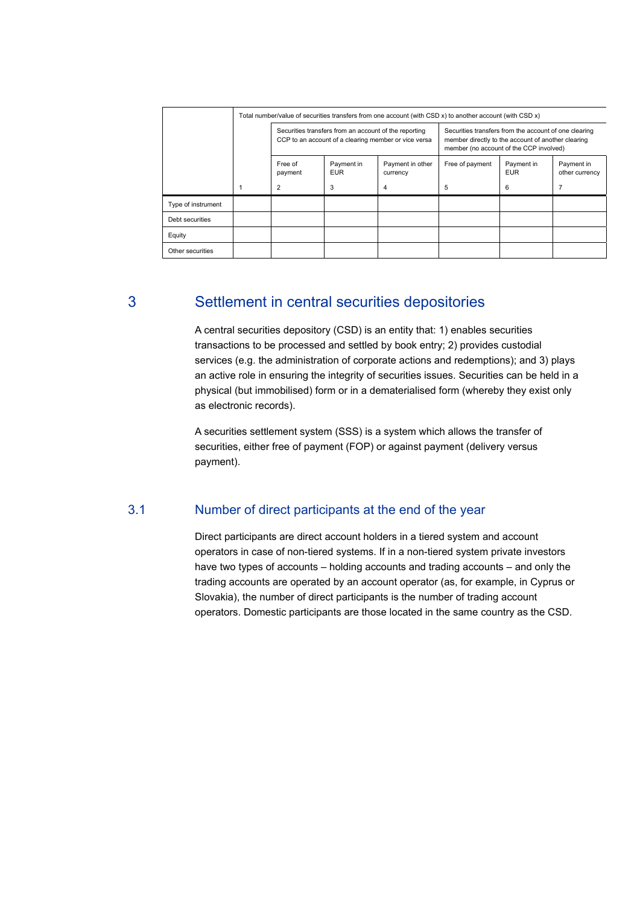| | Total number/value of securities transfers from one account (with CSD x) to another account (with CSD x) | | | | | | |
|---|---|---|---|---|---|---|---|
| | | Securities transfers from an account of the reporting CCP to an account of a clearing member or vice versa | | | Securities transfers from the account of one clearing member directly to the account of another clearing member (no account of the CCP involved) | | |
| | | Free of payment | Payment in EUR | Payment in other currency | Free of payment | Payment in EUR | Payment in other currency |
| | 1 | 2 | 3 | 4 | 5 | 6 | 7 |
| Type of instrument | | | | | | | |
| Debt securities | | | | | | | |
| Equity | | | | | | | |
| Other securities | | | | | | | |

# 3 Settlement in central securities depositories

A central securities depository (CSD) is an entity that: 1) enables securities transactions to be processed and settled by book entry; 2) provides custodial services (e.g. the administration of corporate actions and redemptions); and 3) plays an active role in ensuring the integrity of securities issues. Securities can be held in a physical (but immobilised) form or in a dematerialised form (whereby they exist only as electronic records).

A securities settlement system (SSS) is a system which allows the transfer of securities, either free of payment (FOP) or against payment (delivery versus payment).

## 3.1 Number of direct participants at the end of the year

Direct participants are direct account holders in a tiered system and account operators in case of non-tiered systems. If in a non-tiered system private investors have two types of accounts – holding accounts and trading accounts – and only the trading accounts are operated by an account operator (as, for example, in Cyprus or Slovakia), the number of direct participants is the number of trading account operators. Domestic participants are those located in the same country as the CSD.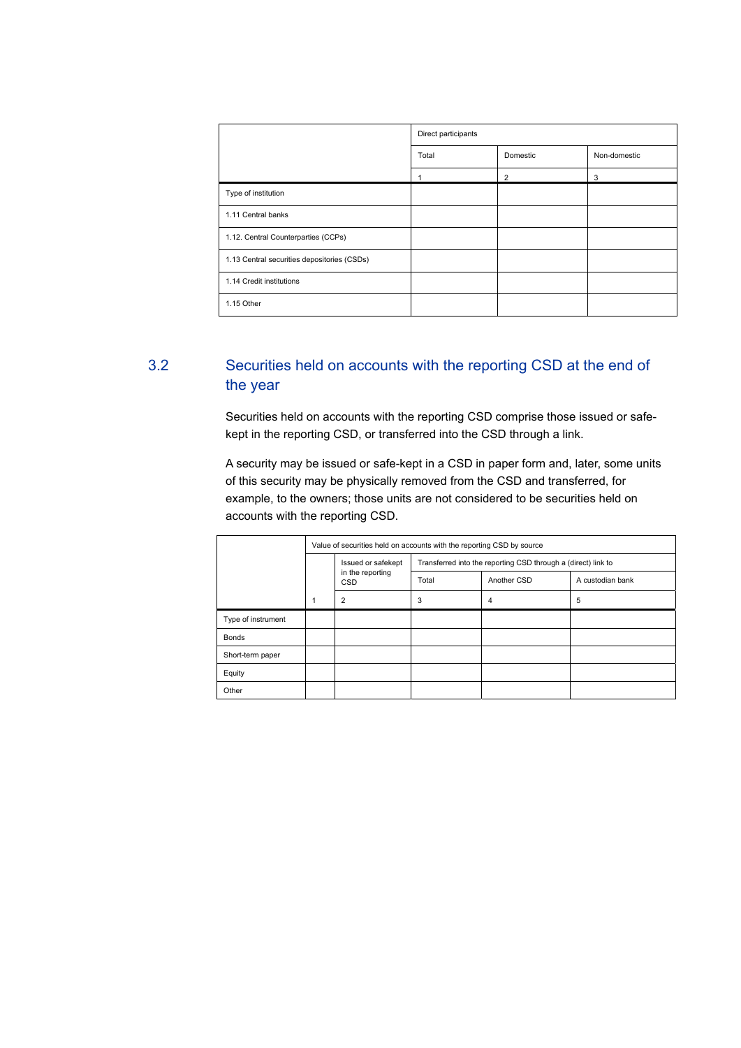| | Direct participants | | |
|---|---|---|---|
| | Total | Domestic | Non-domestic |
| | 1 | 2 | 3 |
| Type of institution | | | |
| 1.11 Central banks | | | |
| 1.12. Central Counterparties (CCPs) | | | |
| 1.13 Central securities depositories (CSDs) | | | |
| 1.14 Credit institutions | | | |
| 1.15 Other | | | |

## 3.2 Securities held on accounts with the reporting CSD at the end of the year

Securities held on accounts with the reporting CSD comprise those issued or safe-kept in the reporting CSD, or transferred into the CSD through a link.

A security may be issued or safe-kept in a CSD in paper form and, later, some units of this security may be physically removed from the CSD and transferred, for example, to the owners; those units are not considered to be securities held on accounts with the reporting CSD.

| | Value of securities held on accounts with the reporting CSD by source | | | | |
|---|---|---|---|---|---|
| | | Issued or safekept in the reporting CSD | Transferred into the reporting CSD through a (direct) link to | | |
| | | | Total | Another CSD | A custodian bank |
| | 1 | 2 | 3 | 4 | 5 |
| Type of instrument | | | | | |
| Bonds | | | | | |
| Short-term paper | | | | | |
| Equity | | | | | |
| Other | | | | | |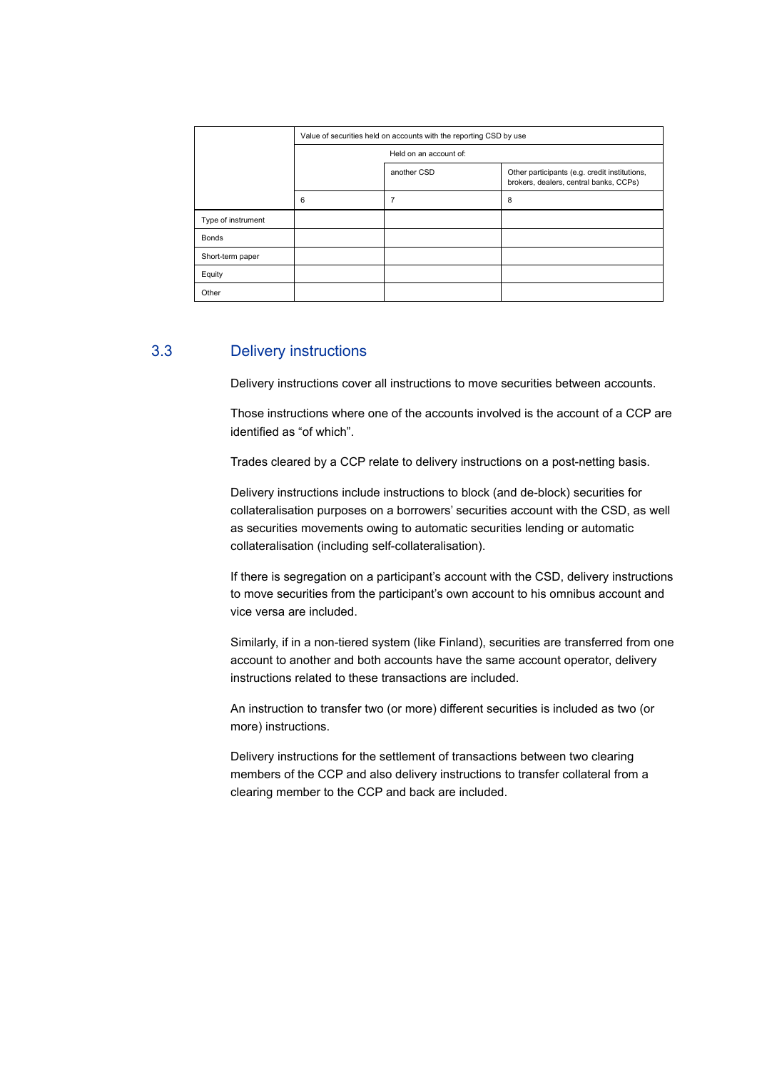| | Value of securities held on accounts with the reporting CSD by use | | |
|---|---|---|---|
| | Held on an account of: | | |
| | | another CSD | Other participants (e.g. credit institutions, brokers, dealers, central banks, CCPs) |
| | 6 | 7 | 8 |
| Type of instrument | | | |
| Bonds | | | |
| Short-term paper | | | |
| Equity | | | |
| Other | | | |

## 3.3 Delivery instructions

Delivery instructions cover all instructions to move securities between accounts.

Those instructions where one of the accounts involved is the account of a CCP are identified as "of which".

Trades cleared by a CCP relate to delivery instructions on a post-netting basis.

Delivery instructions include instructions to block (and de-block) securities for collateralisation purposes on a borrowers' securities account with the CSD, as well as securities movements owing to automatic securities lending or automatic collateralisation (including self-collateralisation).

If there is segregation on a participant's account with the CSD, delivery instructions to move securities from the participant's own account to his omnibus account and vice versa are included.

Similarly, if in a non-tiered system (like Finland), securities are transferred from one account to another and both accounts have the same account operator, delivery instructions related to these transactions are included.

An instruction to transfer two (or more) different securities is included as two (or more) instructions.

Delivery instructions for the settlement of transactions between two clearing members of the CCP and also delivery instructions to transfer collateral from a clearing member to the CCP and back are included.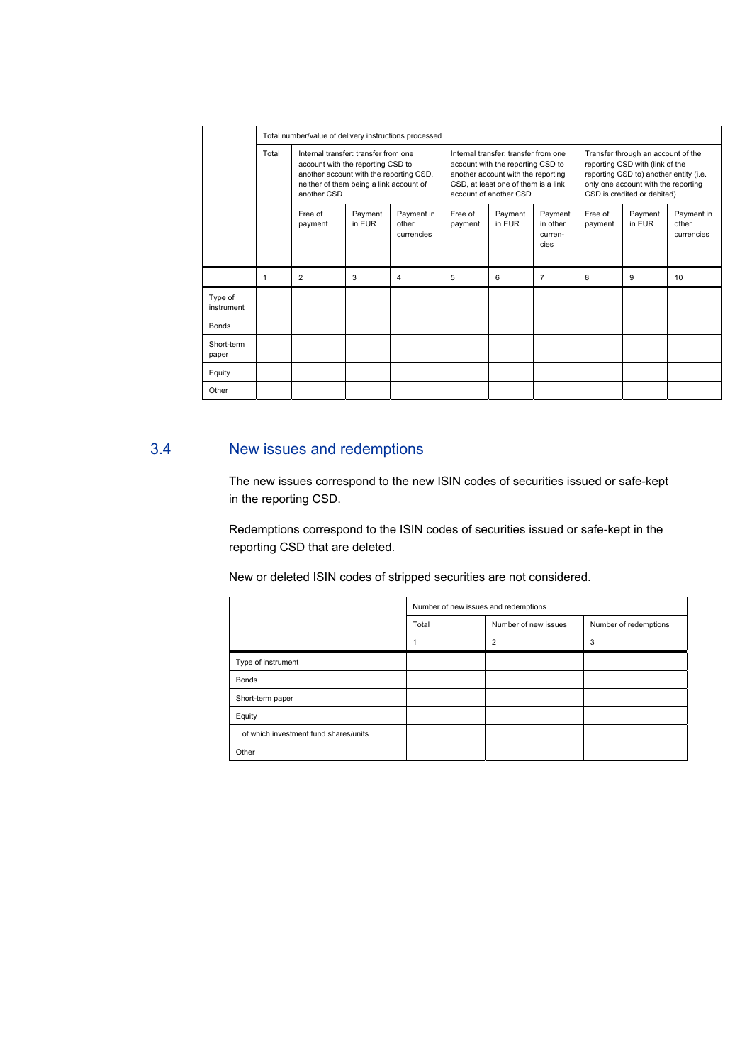| | Total number/value of delivery instructions processed | | | | | | | | | |
|---|---|---|---|---|---|---|---|---|---|---|
| | Total | Internal transfer: transfer from one account with the reporting CSD to another account with the reporting CSD, neither of them being a link account of another CSD | | | Internal transfer: transfer from one account with the reporting CSD to another account with the reporting CSD, at least one of them is a link account of another CSD | | | Transfer through an account of the reporting CSD with (link of the reporting CSD to) another entity (i.e. only one account with the reporting CSD is credited or debited) | | |
| | | Free of payment | Payment in EUR | Payment in other currencies | Free of payment | Payment in EUR | Payment in other curren-cies | Free of payment | Payment in EUR | Payment in other currencies |
| | 1 | 2 | 3 | 4 | 5 | 6 | 7 | 8 | 9 | 10 |
| Type of instrument | | | | | | | | | | |
| Bonds | | | | | | | | | | |
| Short-term paper | | | | | | | | | | |
| Equity | | | | | | | | | | |
| Other | | | | | | | | | | |

## 3.4 New issues and redemptions

The new issues correspond to the new ISIN codes of securities issued or safe-kept in the reporting CSD.

Redemptions correspond to the ISIN codes of securities issued or safe-kept in the reporting CSD that are deleted.

New or deleted ISIN codes of stripped securities are not considered.

| | Number of new issues and redemptions | | |
|---|---|---|---|
| | Total | Number of new issues | Number of redemptions |
| | 1 | 2 | 3 |
| Type of instrument | | | |
| Bonds | | | |
| Short-term paper | | | |
| Equity | | | |
| of which investment fund shares/units | | | |
| Other | | | |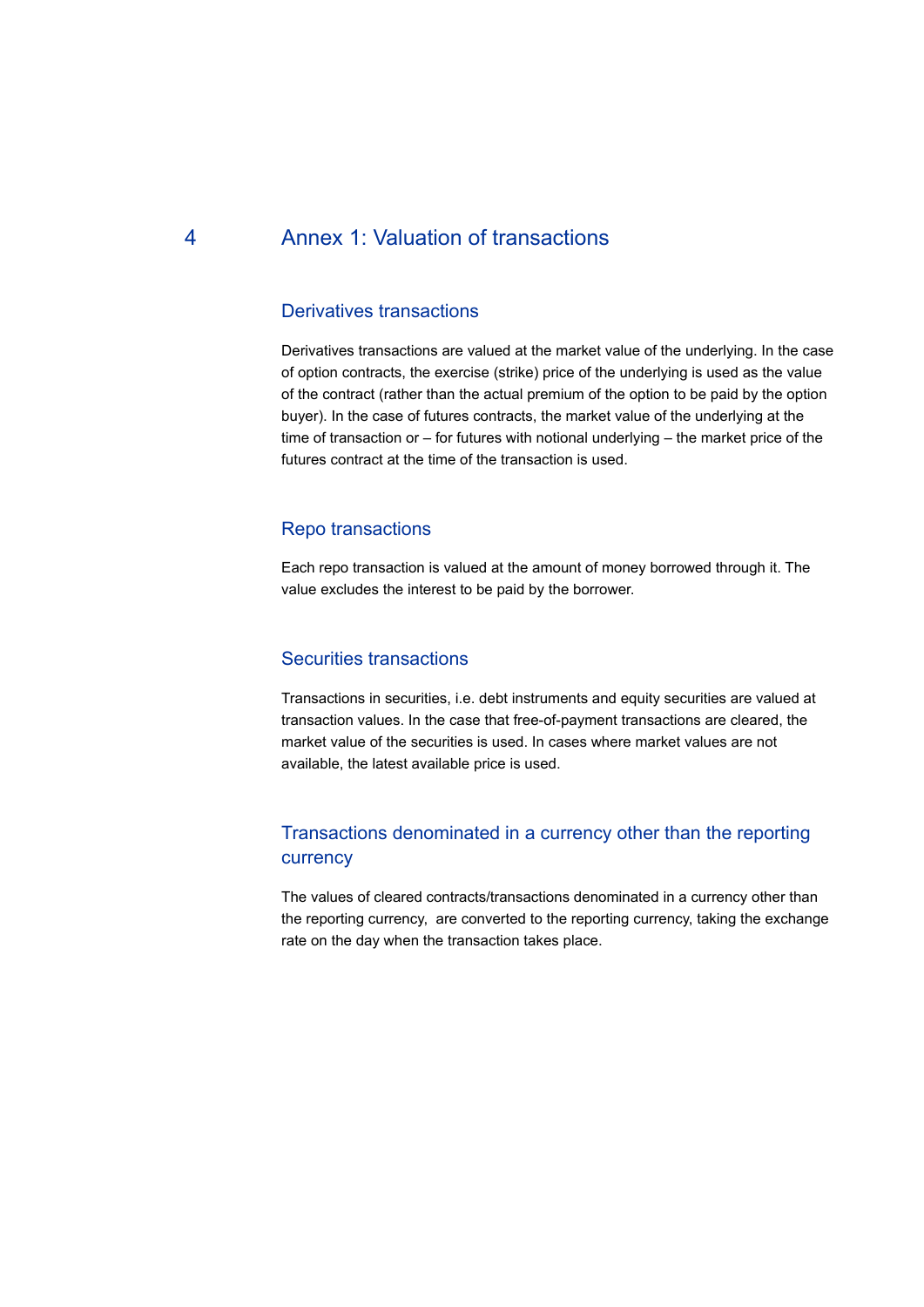# 4 Annex 1: Valuation of transactions

## Derivatives transactions

Derivatives transactions are valued at the market value of the underlying. In the case of option contracts, the exercise (strike) price of the underlying is used as the value of the contract (rather than the actual premium of the option to be paid by the option buyer). In the case of futures contracts, the market value of the underlying at the time of transaction or – for futures with notional underlying – the market price of the futures contract at the time of the transaction is used.

## Repo transactions

Each repo transaction is valued at the amount of money borrowed through it. The value excludes the interest to be paid by the borrower.

## Securities transactions

Transactions in securities, i.e. debt instruments and equity securities are valued at transaction values. In the case that free-of-payment transactions are cleared, the market value of the securities is used. In cases where market values are not available, the latest available price is used.

## Transactions denominated in a currency other than the reporting currency

The values of cleared contracts/transactions denominated in a currency other than the reporting currency,  are converted to the reporting currency, taking the exchange rate on the day when the transaction takes place.